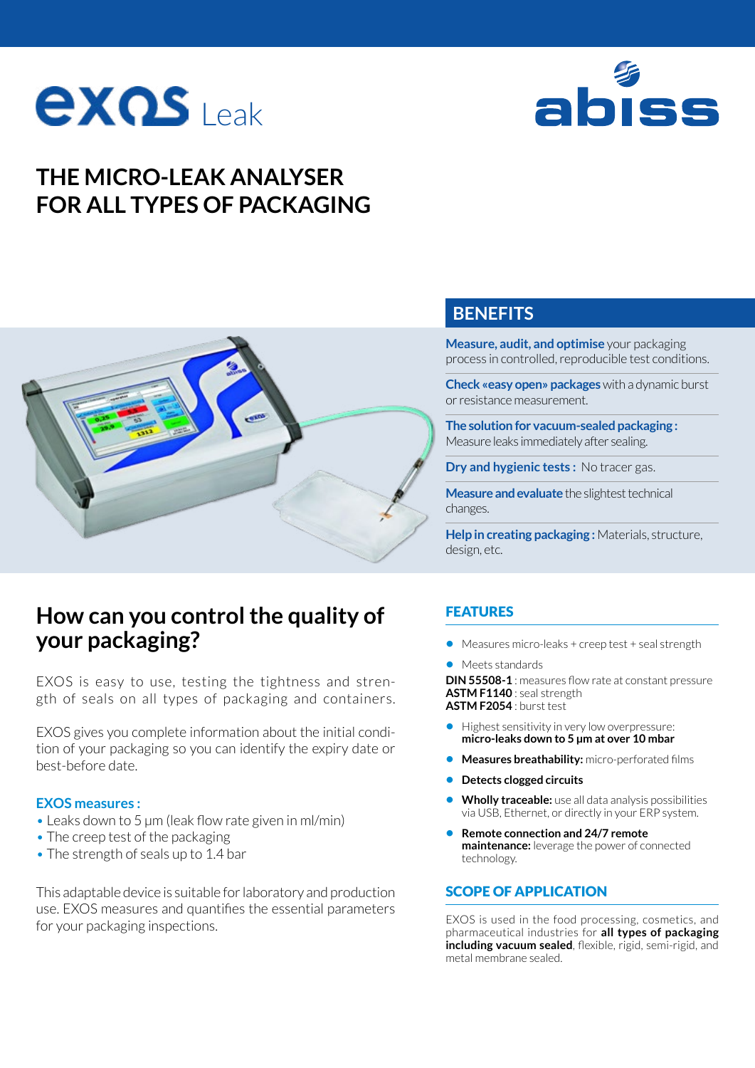exos Leak

abiss

# THE MICRO-LEAK ANALYSER FOR ALL TYPES OF PACKAGING

## BENEFITS

**Measure, audit, and optimise** your packaging process in controlled, reproducible test conditions.

**Check «easy open» packages** with a dynamic burst or resistance measurement.

**The solution for vacuum-sealed packaging :** Measure leaks immediately after sealing.

**Dry and hygienic tests :** No tracer gas.

**Measure and evaluate** the slightest technical changes.

**Help in creating packaging :** Materials, structure, design, etc.

## How can you control the quality of your packaging?

EXOS is easy to use, testing the tightness and strength of seals on all types of packaging and containers.

EXOS gives you complete information about the initial condition of your packaging so you can identify the expiry date or best-before date.

### EXOS measures :

- Leaks down to 5 µm (leak flow rate given in ml/min)
- The creep test of the packaging
- The strength of seals up to 1.4 bar

This adaptable device is suitable for laboratory and production use. EXOS measures and quantifies the essential parameters for your packaging inspections.

## FEATURES

- Measures micro-leaks + creep test + seal strength
- Meets standards

**DIN 55508-1** : measures flow rate at constant pressure
**ASTM F1140** : seal strength
**ASTM F2054** : burst test

- Highest sensitivity in very low overpressure: **micro-leaks down to 5 µm at over 10 mbar**
- **Measures breathability:** micro-perforated films
- **Detects clogged circuits**
- **Wholly traceable:** use all data analysis possibilities via USB, Ethernet, or directly in your ERP system.
- **Remote connection and 24/7 remote maintenance:** leverage the power of connected technology.

## SCOPE OF APPLICATION

EXOS is used in the food processing, cosmetics, and pharmaceutical industries for **all types of packaging including vacuum sealed**, flexible, rigid, semi-rigid, and metal membrane sealed.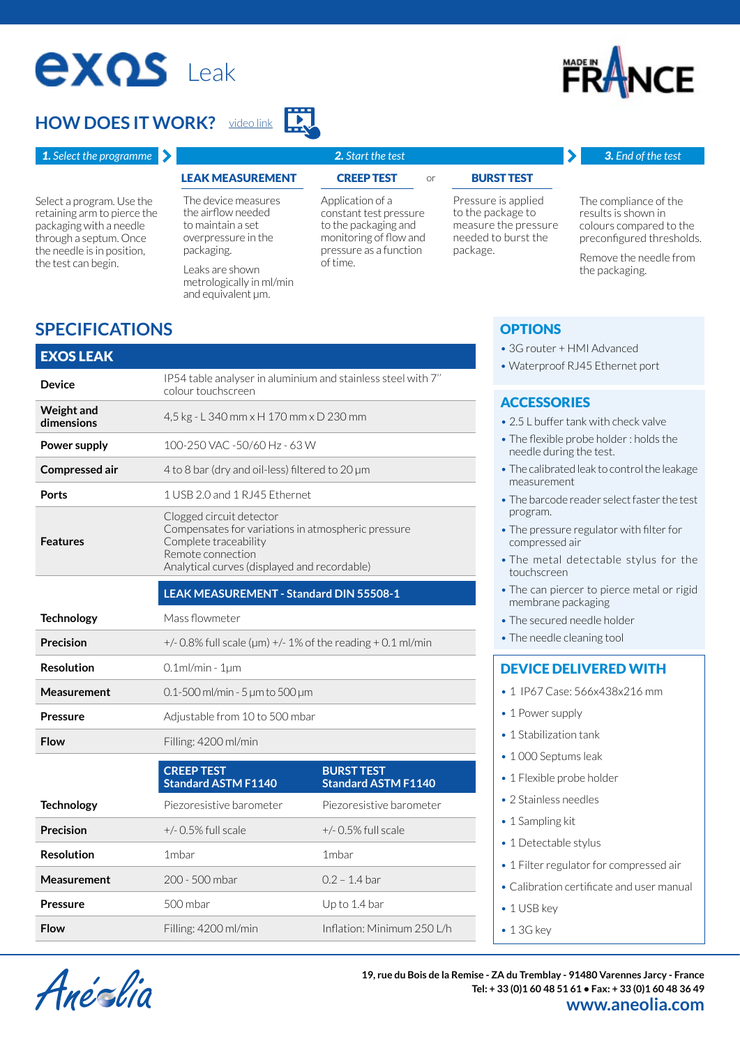# exos Leak

MADE IN FRANCE

## HOW DOES IT WORK?

video link

**1.** *Select the programme*

Select a program. Use the retaining arm to pierce the packaging with a needle through a septum. Once the needle is in position, the test can begin.

**2.** *Start the test*

**LEAK MEASUREMENT**

The device measures the airflow needed to maintain a set overpressure in the packaging.

Leaks are shown metrologically in ml/min and equivalent µm.

**CREEP TEST** or **BURST TEST**

Application of a constant test pressure to the packaging and monitoring of flow and pressure as a function of time.

Pressure is applied to the package to measure the pressure needed to burst the package.

**3.** *End of the test*

The compliance of the results is shown in colours compared to the preconfigured thresholds.

Remove the needle from the packaging.

## SPECIFICATIONS

| EXOS LEAK | | |
|---|---|---|
| **Device** | IP54 table analyser in aluminium and stainless steel with 7'' colour touchscreen | |
| **Weight and dimensions** | 4,5 kg - L 340 mm x H 170 mm x D 230 mm | |
| **Power supply** | 100-250 VAC -50/60 Hz - 63 W | |
| **Compressed air** | 4 to 8 bar (dry and oil-less) filtered to 20 µm | |
| **Ports** | 1 USB 2.0 and 1 RJ45 Ethernet | |
| **Features** | Clogged circuit detector<br>Compensates for variations in atmospheric pressure<br>Complete traceability<br>Remote connection<br>Analytical curves (displayed and recordable) | |
| | **LEAK MEASUREMENT - Standard DIN 55508-1** | |
| **Technology** | Mass flowmeter | |
| **Precision** | +/- 0.8% full scale (µm) +/- 1% of the reading + 0.1 ml/min | |
| **Resolution** | 0.1ml/min - 1µm | |
| **Measurement** | 0.1-500 ml/min - 5 µm to 500 µm | |
| **Pressure** | Adjustable from 10 to 500 mbar | |
| **Flow** | Filling: 4200 ml/min | |
| | **CREEP TEST Standard ASTM F1140** | **BURST TEST Standard ASTM F1140** |
| **Technology** | Piezoresistive barometer | Piezoresistive barometer |
| **Precision** | +/- 0.5% full scale | +/- 0.5% full scale |
| **Resolution** | 1mbar | 1mbar |
| **Measurement** | 200 - 500 mbar | 0.2 – 1.4 bar |
| **Pressure** | 500 mbar | Up to 1.4 bar |
| **Flow** | Filling: 4200 ml/min | Inflation: Minimum 250 L/h |

## OPTIONS

- 3G router + HMI Advanced
- Waterproof RJ45 Ethernet port

## ACCESSORIES

- 2.5 L buffer tank with check valve
- The flexible probe holder : holds the needle during the test.
- The calibrated leak to control the leakage measurement
- The barcode reader select faster the test program.
- The pressure regulator with filter for compressed air
- The metal detectable stylus for the touchscreen
- The can piercer to pierce metal or rigid membrane packaging
- The secured needle holder
- The needle cleaning tool

## DEVICE DELIVERED WITH

- 1 IP67 Case: 566x438x216 mm
- 1 Power supply
- 1 Stabilization tank
- 1 000 Septums leak
- 1 Flexible probe holder
- 2 Stainless needles
- 1 Sampling kit
- 1 Detectable stylus
- 1 Filter regulator for compressed air
- Calibration certificate and user manual
- 1 USB key
- 1 3G key

Anéolia

**19, rue du Bois de la Remise - ZA du Tremblay - 91480 Varennes Jarcy - France**
**Tel: + 33 (0)1 60 48 51 61 • Fax: + 33 (0)1 60 48 36 49**
**www.aneolia.com**